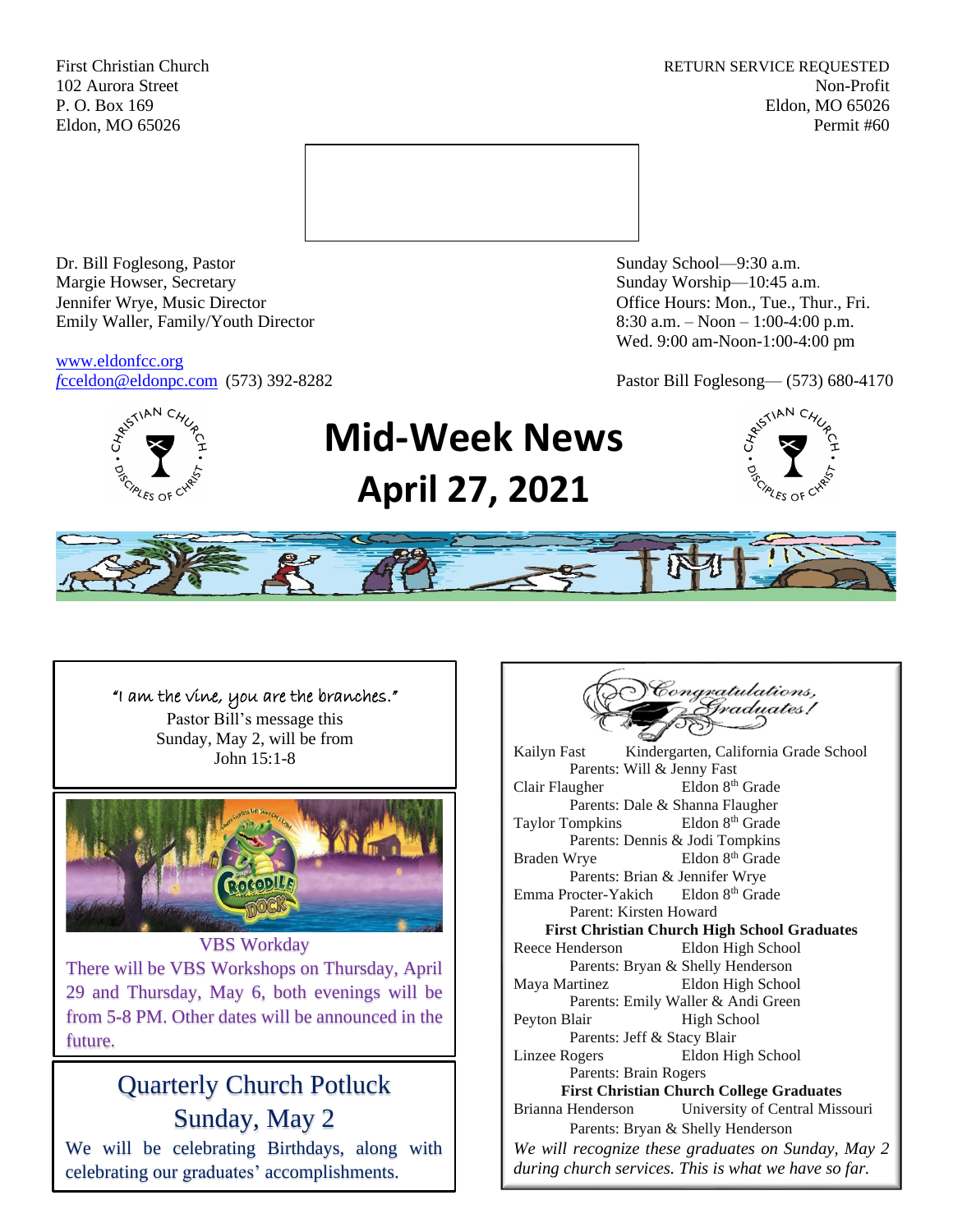First Christian Church
102 Aurora Street
P. O. Box 169
Eldon, MO 65026

RETURN SERVICE REQUESTED
Non-Profit
Eldon, MO 65026
Permit #60

Dr. Bill Foglesong, Pastor
Margie Howser, Secretary
Jennifer Wrye, Music Director
Emily Waller, Family/Youth Director

www.eldonfcc.org
fcceldon@eldonpc.com (573) 392-8282

Sunday School—9:30 a.m.
Sunday Worship—10:45 a.m.
Office Hours: Mon., Tue., Thur., Fri.
8:30 a.m. – Noon – 1:00-4:00 p.m.
Wed. 9:00 am-Noon-1:00-4:00 pm

Pastor Bill Foglesong— (573) 680-4170

# Mid-Week News
# April 27, 2021

"I am the vine, you are the branches."
Pastor Bill's message this Sunday, May 2, will be from John 15:1-8

## VBS Workday

There will be VBS Workshops on Thursday, April 29 and Thursday, May 6, both evenings will be from 5-8 PM. Other dates will be announced in the future.

## Quarterly Church Potluck
## Sunday, May 2

We will be celebrating Birthdays, along with celebrating our graduates' accomplishments.

## Congratulations, Graduates!

Kailyn Fast — Kindergarten, California Grade School
Parents: Will & Jenny Fast

Clair Flaugher — Eldon 8th Grade
Parents: Dale & Shanna Flaugher

Taylor Tompkins — Eldon 8th Grade
Parents: Dennis & Jodi Tompkins

Braden Wrye — Eldon 8th Grade
Parents: Brian & Jennifer Wrye

Emma Procter-Yakich — Eldon 8th Grade
Parent: Kirsten Howard

**First Christian Church High School Graduates**

Reece Henderson — Eldon High School
Parents: Bryan & Shelly Henderson

Maya Martinez — Eldon High School
Parents: Emily Waller & Andi Green

Peyton Blair — High School
Parents: Jeff & Stacy Blair

Linzee Rogers — Eldon High School
Parents: Brain Rogers

**First Christian Church College Graduates**

Brianna Henderson — University of Central Missouri
Parents: Bryan & Shelly Henderson

*We will recognize these graduates on Sunday, May 2 during church services. This is what we have so far.*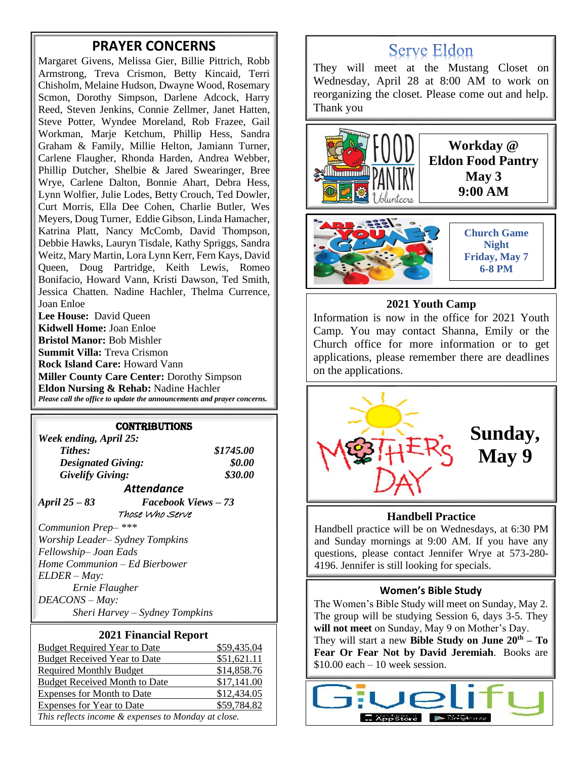## PRAYER CONCERNS

Margaret Givens, Melissa Gier, Billie Pittrich, Robb Armstrong, Treva Crismon, Betty Kincaid, Terri Chisholm, Melaine Hudson, Dwayne Wood, Rosemary Scmon, Dorothy Simpson, Darlene Adcock, Harry Reed, Steven Jenkins, Connie Zellmer, Janet Hatten, Steve Potter, Wyndee Moreland, Rob Frazee, Gail Workman, Marje Ketchum, Phillip Hess, Sandra Graham & Family, Millie Helton, Jamiann Turner, Carlene Flaugher, Rhonda Harden, Andrea Webber, Phillip Dutcher, Shelbie & Jared Swearinger, Bree Wrye, Carlene Dalton, Bonnie Ahart, Debra Hess, Lynn Wolfier, Julie Lodes, Betty Crouch, Ted Dowler, Curt Morris, Ella Dee Cohen, Charlie Butler, Wes Meyers, Doug Turner, Eddie Gibson, Linda Hamacher, Katrina Platt, Nancy McComb, David Thompson, Debbie Hawks, Lauryn Tisdale, Kathy Spriggs, Sandra Weitz, Mary Martin, Lora Lynn Kerr, Fern Kays, David Queen, Doug Partridge, Keith Lewis, Romeo Bonifacio, Howard Vann, Kristi Dawson, Ted Smith, Jessica Chatten. Nadine Hachler, Thelma Currence, Joan Enloe

**Lee House:** David Queen
**Kidwell Home:** Joan Enloe
**Bristol Manor:** Bob Mishler
**Summit Villa:** Treva Crismon
**Rock Island Care:** Howard Vann
**Miller County Care Center:** Dorothy Simpson
**Eldon Nursing & Rehab:** Nadine Hachler

***Please call the office to update the announcements and prayer concerns.***

### CONTRIBUTIONS

*Week ending, April 25:*

| | |
|---|---|
| ***Tithes:*** | ***$1745.00*** |
| ***Designated Giving:*** | ***$0.00*** |
| ***Givelify Giving:*** | ***$30.00*** |

### *Attendance*

***April 25 – 83*** ***Facebook Views – 73***

*Those Who Serve*

*Communion Prep– \*\*\**
*Worship Leader– Sydney Tompkins*
*Fellowship– Joan Eads*
*Home Communion – Ed Bierbower*
*ELDER – May:*
*Ernie Flaugher*
*DEACONS – May:*
*Sheri Harvey – Sydney Tompkins*

### 2021 Financial Report

| | |
|---|---|
| Budget Required Year to Date | $59,435.04 |
| Budget Received Year to Date | $51,621.11 |
| Required Monthly Budget | $14,858.76 |
| Budget Received Month to Date | $17,141.00 |
| Expenses for Month to Date | $12,434.05 |
| Expenses for Year to Date | $59,784.82 |

*This reflects income & expenses to Monday at close.*

## Serve Eldon

They will meet at the Mustang Closet on Wednesday, April 28 at 8:00 AM to work on reorganizing the closet. Please come out and help. Thank you

FOOD PANTRY Volunteers

**Workday @ Eldon Food Pantry May 3 9:00 AM**

ARE YOU GAME?

**Church Game Night Friday, May 7 6-8 PM**

### 2021 Youth Camp

Information is now in the office for 2021 Youth Camp. You may contact Shanna, Emily or the Church office for more information or to get applications, please remember there are deadlines on the applications.

MOTHER'S DAY

**Sunday, May 9**

### Handbell Practice

Handbell practice will be on Wednesdays, at 6:30 PM and Sunday mornings at 9:00 AM. If you have any questions, please contact Jennifer Wrye at 573-280-4196. Jennifer is still looking for specials.

### Women's Bible Study

The Women's Bible Study will meet on Sunday, May 2. The group will be studying Session 6, days 3-5. They **will not meet** on Sunday, May 9 on Mother's Day. They will start a new **Bible Study on June 20th – To Fear Or Fear Not by David Jeremiah**. Books are $10.00 each – 10 week session.

Givelify